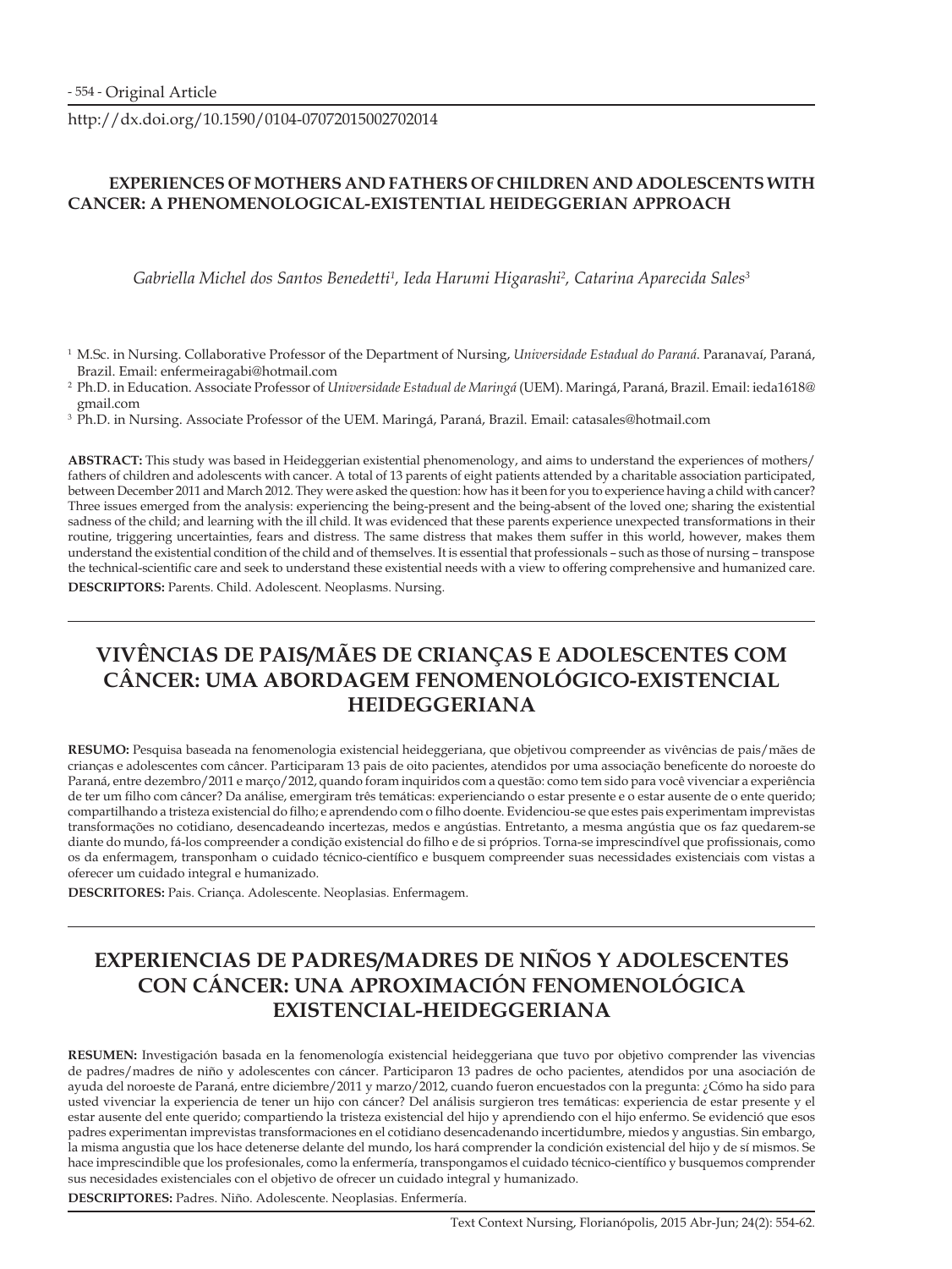http://dx.doi.org/10.1590/0104-07072015002702014

# EXPERIENCES OF MOTHERS AND FATHERS OF CHILDREN AND ADOLESCENTS WITH CANCER: A PHENOMENOLOGICAL-EXISTENTIAL HEIDEGGERIAN APPROACH

*Gabriella Michel dos Santos Benedetti[1], Ieda Harumi Higarashi[2], Catarina Aparecida Sales[3]*

[1] M.Sc. in Nursing. Collaborative Professor of the Department of Nursing, *Universidade Estadual do Paraná*. Paranavaí, Paraná, Brazil. Email: enfermeiragabi@hotmail.com

[2] Ph.D. in Education. Associate Professor of *Universidade Estadual de Maringá* (UEM). Maringá, Paraná, Brazil. Email: ieda1618@gmail.com

[3] Ph.D. in Nursing. Associate Professor of the UEM. Maringá, Paraná, Brazil. Email: catasales@hotmail.com

**ABSTRACT:** This study was based in Heideggerian existential phenomenology, and aims to understand the experiences of mothers/fathers of children and adolescents with cancer. A total of 13 parents of eight patients attended by a charitable association participated, between December 2011 and March 2012. They were asked the question: how has it been for you to experience having a child with cancer? Three issues emerged from the analysis: experiencing the being-present and the being-absent of the loved one; sharing the existential sadness of the child; and learning with the ill child. It was evidenced that these parents experience unexpected transformations in their routine, triggering uncertainties, fears and distress. The same distress that makes them suffer in this world, however, makes them understand the existential condition of the child and of themselves. It is essential that professionals – such as those of nursing – transpose the technical-scientific care and seek to understand these existential needs with a view to offering comprehensive and humanized care.

**DESCRIPTORS:** Parents. Child. Adolescent. Neoplasms. Nursing.

# VIVÊNCIAS DE PAIS/MÃES DE CRIANÇAS E ADOLESCENTES COM CÂNCER: UMA ABORDAGEM FENOMENOLÓGICO-EXISTENCIAL HEIDEGGERIANA

**RESUMO:** Pesquisa baseada na fenomenologia existencial heideggeriana, que objetivou compreender as vivências de pais/mães de crianças e adolescentes com câncer. Participaram 13 pais de oito pacientes, atendidos por uma associação beneficente do noroeste do Paraná, entre dezembro/2011 e março/2012, quando foram inquiridos com a questão: como tem sido para você vivenciar a experiência de ter um filho com câncer? Da análise, emergiram três temáticas: experienciando o estar presente e o estar ausente de o ente querido; compartilhando a tristeza existencial do filho; e aprendendo com o filho doente. Evidenciou-se que estes pais experimentam imprevistas transformações no cotidiano, desencadeando incertezas, medos e angústias. Entretanto, a mesma angústia que os faz quedarem-se diante do mundo, fá-los compreender a condição existencial do filho e de si próprios. Torna-se imprescindível que profissionais, como os da enfermagem, transponham o cuidado técnico-científico e busquem compreender suas necessidades existenciais com vistas a oferecer um cuidado integral e humanizado.

**DESCRITORES:** Pais. Criança. Adolescente. Neoplasias. Enfermagem.

# EXPERIENCIAS DE PADRES/MADRES DE NIÑOS Y ADOLESCENTES CON CÁNCER: UNA APROXIMACIÓN FENOMENOLÓGICA EXISTENCIAL-HEIDEGGERIANA

**RESUMEN:** Investigación basada en la fenomenología existencial heideggeriana que tuvo por objetivo comprender las vivencias de padres/madres de niños y adolescentes con cáncer. Participaron 13 padres de ocho pacientes, atendidos por una asociación de ayuda del noroeste de Paraná, entre diciembre/2011 y marzo/2012, cuando fueron encuestados con la pregunta: ¿Cómo ha sido para usted vivenciar la experiencia de tener un hijo con cáncer? Del análisis surgieron tres temáticas: experiencia de estar presente y el estar ausente del ente querido; compartiendo la tristeza existencial del hijo y aprendiendo con el hijo enfermo. Se evidenció que esos padres experimentan imprevistas transformaciones en el cotidiano desencadenando incertidumbre, miedos y angustias. Sin embargo, la misma angustia que los hace detenerse delante del mundo, los hará comprender la condición existencial del hijo y de sí mismos. Se hace imprescindible que los profesionales, como la enfermería, transpongamos el cuidado técnico-científico y busquemos comprender sus necesidades existenciales con el objetivo de ofrecer un cuidado integral y humanizado.

**DESCRIPTORES:** Padres. Niño. Adolescente. Neoplasias. Enfermería.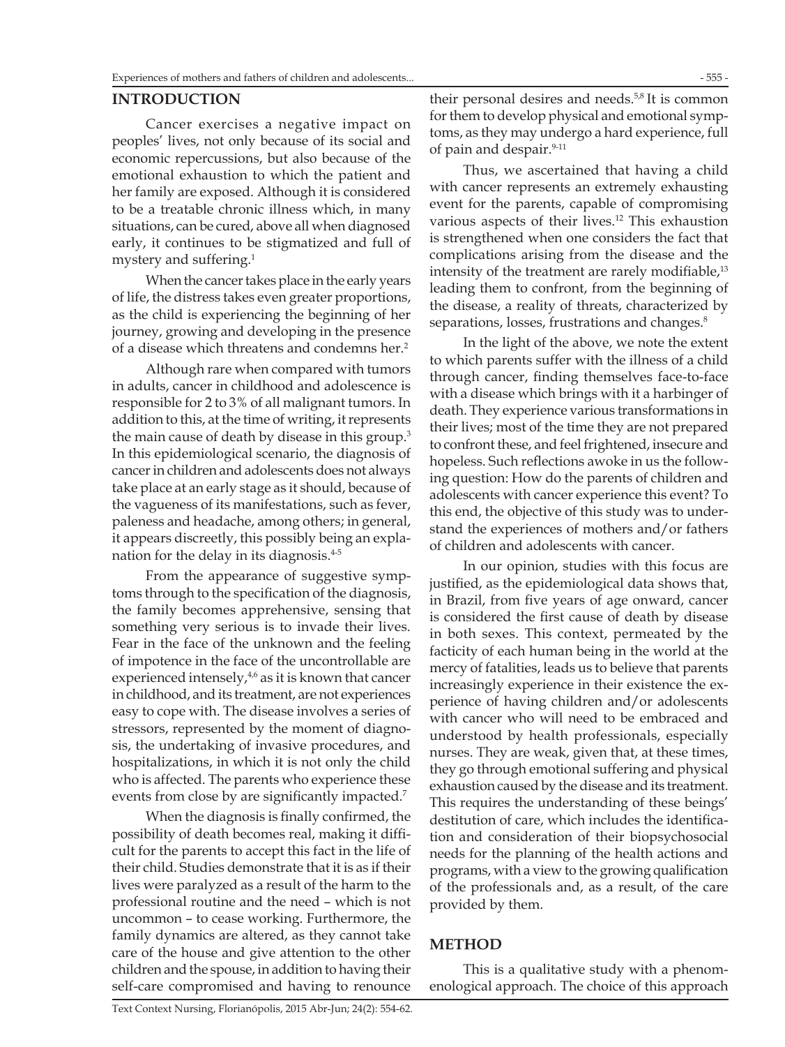## INTRODUCTION

Cancer exercises a negative impact on peoples' lives, not only because of its social and economic repercussions, but also because of the emotional exhaustion to which the patient and her family are exposed. Although it is considered to be a treatable chronic illness which, in many situations, can be cured, above all when diagnosed early, it continues to be stigmatized and full of mystery and suffering.[1]

When the cancer takes place in the early years of life, the distress takes even greater proportions, as the child is experiencing the beginning of her journey, growing and developing in the presence of a disease which threatens and condemns her.[2]

Although rare when compared with tumors in adults, cancer in childhood and adolescence is responsible for 2 to 3% of all malignant tumors. In addition to this, at the time of writing, it represents the main cause of death by disease in this group.[3] In this epidemiological scenario, the diagnosis of cancer in children and adolescents does not always take place at an early stage as it should, because of the vagueness of its manifestations, such as fever, paleness and headache, among others; in general, it appears discreetly, this possibly being an explanation for the delay in its diagnosis.[4-5]

From the appearance of suggestive symptoms through to the specification of the diagnosis, the family becomes apprehensive, sensing that something very serious is to invade their lives. Fear in the face of the unknown and the feeling of impotence in the face of the uncontrollable are experienced intensely,[4,6] as it is known that cancer in childhood, and its treatment, are not experiences easy to cope with. The disease involves a series of stressors, represented by the moment of diagnosis, the undertaking of invasive procedures, and hospitalizations, in which it is not only the child who is affected. The parents who experience these events from close by are significantly impacted.[7]

When the diagnosis is finally confirmed, the possibility of death becomes real, making it difficult for the parents to accept this fact in the life of their child. Studies demonstrate that it is as if their lives were paralyzed as a result of the harm to the professional routine and the need – which is not uncommon – to cease working. Furthermore, the family dynamics are altered, as they cannot take care of the house and give attention to the other children and the spouse, in addition to having their self-care compromised and having to renounce their personal desires and needs.[5,8] It is common for them to develop physical and emotional symptoms, as they may undergo a hard experience, full of pain and despair.[9-11]

Thus, we ascertained that having a child with cancer represents an extremely exhausting event for the parents, capable of compromising various aspects of their lives.[12] This exhaustion is strengthened when one considers the fact that complications arising from the disease and the intensity of the treatment are rarely modifiable,[13] leading them to confront, from the beginning of the disease, a reality of threats, characterized by separations, losses, frustrations and changes.[8]

In the light of the above, we note the extent to which parents suffer with the illness of a child through cancer, finding themselves face-to-face with a disease which brings with it a harbinger of death. They experience various transformations in their lives; most of the time they are not prepared to confront these, and feel frightened, insecure and hopeless. Such reflections awoke in us the following question: How do the parents of children and adolescents with cancer experience this event? To this end, the objective of this study was to understand the experiences of mothers and/or fathers of children and adolescents with cancer.

In our opinion, studies with this focus are justified, as the epidemiological data shows that, in Brazil, from five years of age onward, cancer is considered the first cause of death by disease in both sexes. This context, permeated by the facticity of each human being in the world at the mercy of fatalities, leads us to believe that parents increasingly experience in their existence the experience of having children and/or adolescents with cancer who will need to be embraced and understood by health professionals, especially nurses. They are weak, given that, at these times, they go through emotional suffering and physical exhaustion caused by the disease and its treatment. This requires the understanding of these beings' destitution of care, which includes the identification and consideration of their biopsychosocial needs for the planning of the health actions and programs, with a view to the growing qualification of the professionals and, as a result, of the care provided by them.

## METHOD

This is a qualitative study with a phenomenological approach. The choice of this approach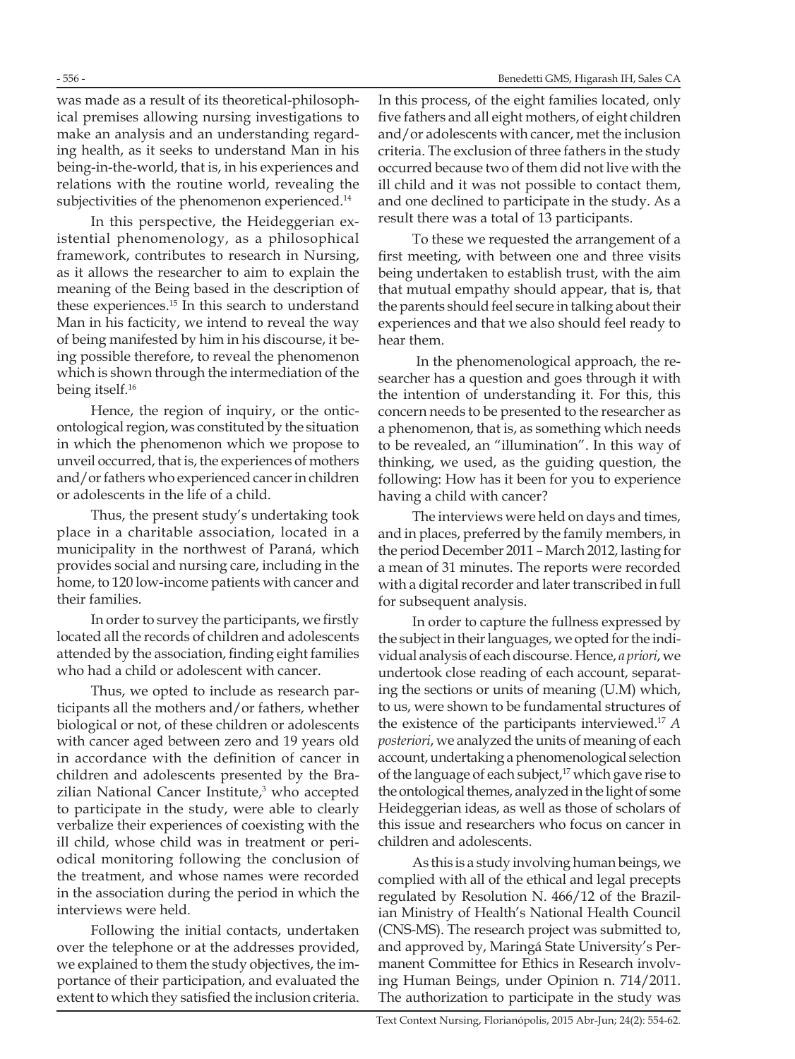was made as a result of its theoretical-philosophical premises allowing nursing investigations to make an analysis and an understanding regarding health, as it seeks to understand Man in his being-in-the-world, that is, in his experiences and relations with the routine world, revealing the subjectivities of the phenomenon experienced.[14]

In this perspective, the Heideggerian existential phenomenology, as a philosophical framework, contributes to research in Nursing, as it allows the researcher to aim to explain the meaning of the Being based in the description of these experiences.[15] In this search to understand Man in his facticity, we intend to reveal the way of being manifested by him in his discourse, it being possible therefore, to reveal the phenomenon which is shown through the intermediation of the being itself.[16]

Hence, the region of inquiry, or the ontic-ontological region, was constituted by the situation in which the phenomenon which we propose to unveil occurred, that is, the experiences of mothers and/or fathers who experienced cancer in children or adolescents in the life of a child.

Thus, the present study's undertaking took place in a charitable association, located in a municipality in the northwest of Paraná, which provides social and nursing care, including in the home, to 120 low-income patients with cancer and their families.

In order to survey the participants, we firstly located all the records of children and adolescents attended by the association, finding eight families who had a child or adolescent with cancer.

Thus, we opted to include as research participants all the mothers and/or fathers, whether biological or not, of these children or adolescents with cancer aged between zero and 19 years old in accordance with the definition of cancer in children and adolescents presented by the Brazilian National Cancer Institute,[3] who accepted to participate in the study, were able to clearly verbalize their experiences of coexisting with the ill child, whose child was in treatment or periodical monitoring following the conclusion of the treatment, and whose names were recorded in the association during the period in which the interviews were held.

Following the initial contacts, undertaken over the telephone or at the addresses provided, we explained to them the study objectives, the importance of their participation, and evaluated the extent to which they satisfied the inclusion criteria. In this process, of the eight families located, only five fathers and all eight mothers, of eight children and/or adolescents with cancer, met the inclusion criteria. The exclusion of three fathers in the study occurred because two of them did not live with the ill child and it was not possible to contact them, and one declined to participate in the study. As a result there was a total of 13 participants.

To these we requested the arrangement of a first meeting, with between one and three visits being undertaken to establish trust, with the aim that mutual empathy should appear, that is, that the parents should feel secure in talking about their experiences and that we also should feel ready to hear them.

In the phenomenological approach, the researcher has a question and goes through it with the intention of understanding it. For this, this concern needs to be presented to the researcher as a phenomenon, that is, as something which needs to be revealed, an "illumination". In this way of thinking, we used, as the guiding question, the following: How has it been for you to experience having a child with cancer?

The interviews were held on days and times, and in places, preferred by the family members, in the period December 2011 – March 2012, lasting for a mean of 31 minutes. The reports were recorded with a digital recorder and later transcribed in full for subsequent analysis.

In order to capture the fullness expressed by the subject in their languages, we opted for the individual analysis of each discourse. Hence, *a priori*, we undertook close reading of each account, separating the sections or units of meaning (U.M) which, to us, were shown to be fundamental structures of the existence of the participants interviewed.[17] *A posteriori*, we analyzed the units of meaning of each account, undertaking a phenomenological selection of the language of each subject,[17] which gave rise to the ontological themes, analyzed in the light of some Heideggerian ideas, as well as those of scholars of this issue and researchers who focus on cancer in children and adolescents.

As this is a study involving human beings, we complied with all of the ethical and legal precepts regulated by Resolution N. 466/12 of the Brazilian Ministry of Health's National Health Council (CNS-MS). The research project was submitted to, and approved by, Maringá State University's Permanent Committee for Ethics in Research involving Human Beings, under Opinion n. 714/2011. The authorization to participate in the study was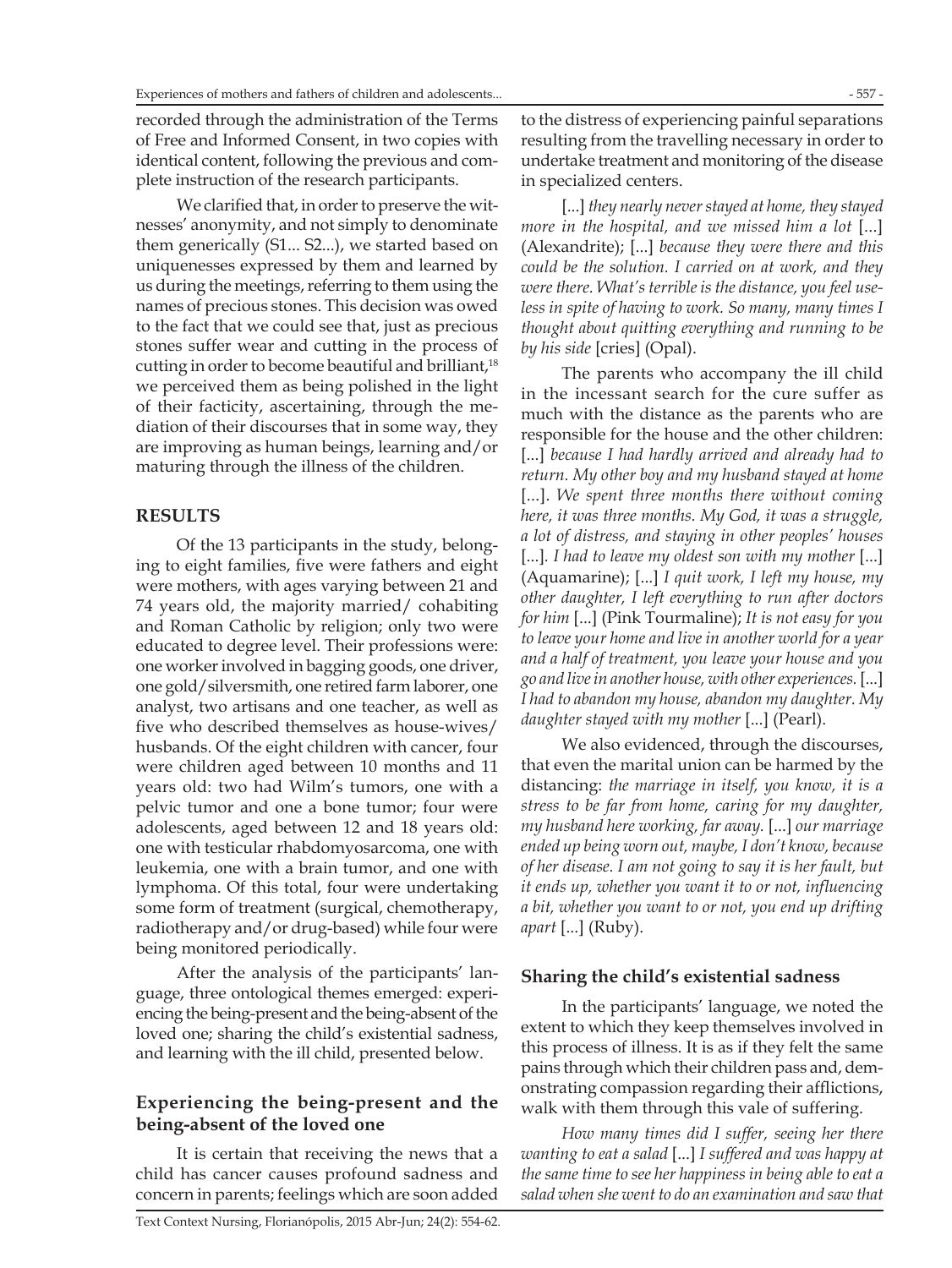recorded through the administration of the Terms of Free and Informed Consent, in two copies with identical content, following the previous and complete instruction of the research participants.

We clarified that, in order to preserve the witnesses' anonymity, and not simply to denominate them generically (S1... S2...), we started based on uniquenesses expressed by them and learned by us during the meetings, referring to them using the names of precious stones. This decision was owed to the fact that we could see that, just as precious stones suffer wear and cutting in the process of cutting in order to become beautiful and brilliant,[18] we perceived them as being polished in the light of their facticity, ascertaining, through the mediation of their discourses that in some way, they are improving as human beings, learning and/or maturing through the illness of the children.

## RESULTS

Of the 13 participants in the study, belonging to eight families, five were fathers and eight were mothers, with ages varying between 21 and 74 years old, the majority married/ cohabiting and Roman Catholic by religion; only two were educated to degree level. Their professions were: one worker involved in bagging goods, one driver, one gold/silversmith, one retired farm laborer, one analyst, two artisans and one teacher, as well as five who described themselves as house-wives/ husbands. Of the eight children with cancer, four were children aged between 10 months and 11 years old: two had Wilm's tumors, one with a pelvic tumor and one a bone tumor; four were adolescents, aged between 12 and 18 years old: one with testicular rhabdomyosarcoma, one with leukemia, one with a brain tumor, and one with lymphoma. Of this total, four were undertaking some form of treatment (surgical, chemotherapy, radiotherapy and/or drug-based) while four were being monitored periodically.

After the analysis of the participants' language, three ontological themes emerged: experiencing the being-present and the being-absent of the loved one; sharing the child's existential sadness, and learning with the ill child, presented below.

### Experiencing the being-present and the being-absent of the loved one

It is certain that receiving the news that a child has cancer causes profound sadness and concern in parents; feelings which are soon added to the distress of experiencing painful separations resulting from the travelling necessary in order to undertake treatment and monitoring of the disease in specialized centers.

[...] *they nearly never stayed at home, they stayed more in the hospital, and we missed him a lot* [...] (Alexandrite); [...] *because they were there and this could be the solution. I carried on at work, and they were there. What's terrible is the distance, you feel useless in spite of having to work. So many, many times I thought about quitting everything and running to be by his side* [cries] (Opal).

The parents who accompany the ill child in the incessant search for the cure suffer as much with the distance as the parents who are responsible for the house and the other children: [...] *because I had hardly arrived and already had to return. My other boy and my husband stayed at home* [...]. *We spent three months there without coming here, it was three months. My God, it was a struggle, a lot of distress, and staying in other peoples' houses* [...]. *I had to leave my oldest son with my mother* [...] (Aquamarine); [...] *I quit work, I left my house, my other daughter, I left everything to run after doctors for him* [...] (Pink Tourmaline); *It is not easy for you to leave your home and live in another world for a year and a half of treatment, you leave your house and you go and live in another house, with other experiences.* [...] *I had to abandon my house, abandon my daughter. My daughter stayed with my mother* [...] (Pearl).

We also evidenced, through the discourses, that even the marital union can be harmed by the distancing: *the marriage in itself, you know, it is a stress to be far from home, caring for my daughter, my husband here working, far away.* [...] *our marriage ended up being worn out, maybe, I don't know, because of her disease. I am not going to say it is her fault, but it ends up, whether you want it to or not, influencing a bit, whether you want to or not, you end up drifting apart* [...] (Ruby).

### Sharing the child's existential sadness

In the participants' language, we noted the extent to which they keep themselves involved in this process of illness. It is as if they felt the same pains through which their children pass and, demonstrating compassion regarding their afflictions, walk with them through this vale of suffering.

*How many times did I suffer, seeing her there wanting to eat a salad* [...] *I suffered and was happy at the same time to see her happiness in being able to eat a salad when she went to do an examination and saw that*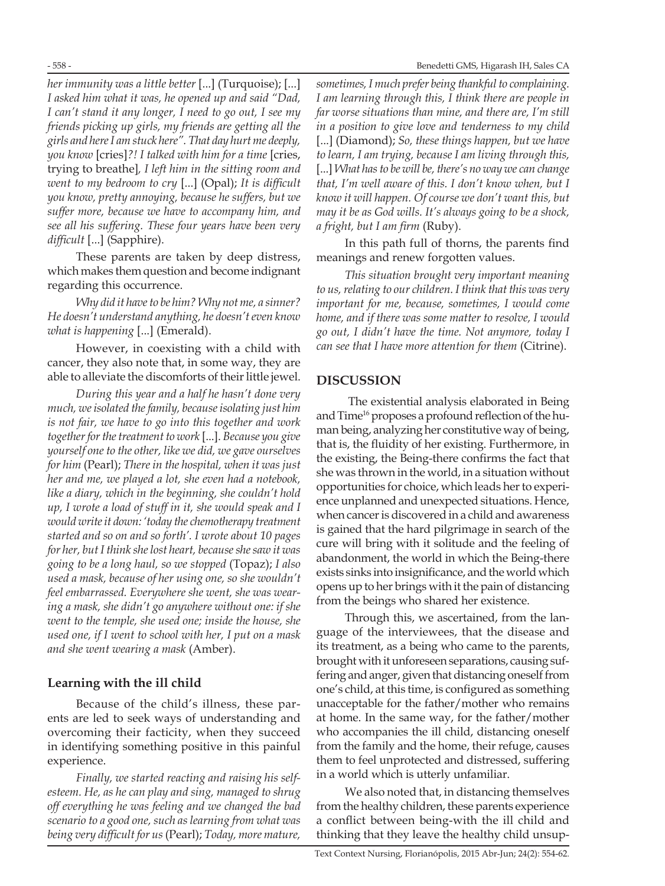*her immunity was a little better* [...] (Turquoise); [...] *I asked him what it was, he opened up and said "Dad, I can't stand it any longer, I need to go out, I see my friends picking up girls, my friends are getting all the girls and here I am stuck here". That day hurt me deeply, you know* [cries]*?! I talked with him for a time* [cries, trying to breathe]*, I left him in the sitting room and went to my bedroom to cry* [...] (Opal); *It is difficult you know, pretty annoying, because he suffers, but we suffer more, because we have to accompany him, and see all his suffering. These four years have been very difficult* [...] (Sapphire).

These parents are taken by deep distress, which makes them question and become indignant regarding this occurrence.

*Why did it have to be him? Why not me, a sinner? He doesn't understand anything, he doesn't even know what is happening* [...] (Emerald).

However, in coexisting with a child with cancer, they also note that, in some way, they are able to alleviate the discomforts of their little jewel.

*During this year and a half he hasn't done very much, we isolated the family, because isolating just him is not fair, we have to go into this together and work together for the treatment to work* [...]. *Because you give yourself one to the other, like we did, we gave ourselves for him* (Pearl); *There in the hospital, when it was just her and me, we played a lot, she even had a notebook, like a diary, which in the beginning, she couldn't hold up, I wrote a load of stuff in it, she would speak and I would write it down: 'today the chemotherapy treatment started and so on and so forth'. I wrote about 10 pages for her, but I think she lost heart, because she saw it was going to be a long haul, so we stopped* (Topaz); *I also used a mask, because of her using one, so she wouldn't feel embarrassed. Everywhere she went, she was wearing a mask, she didn't go anywhere without one: if she went to the temple, she used one; inside the house, she used one, if I went to school with her, I put on a mask and she went wearing a mask* (Amber).

## Learning with the ill child

Because of the child's illness, these parents are led to seek ways of understanding and overcoming their facticity, when they succeed in identifying something positive in this painful experience.

*Finally, we started reacting and raising his self-esteem. He, as he can play and sing, managed to shrug off everything he was feeling and we changed the bad scenario to a good one, such as learning from what was being very difficult for us* (Pearl); *Today, more mature, sometimes, I much prefer being thankful to complaining. I am learning through this, I think there are people in far worse situations than mine, and there are, I'm still in a position to give love and tenderness to my child* [...] (Diamond); *So, these things happen, but we have to learn, I am trying, because I am living through this,* [...] *What has to be will be, there's no way we can change that, I'm well aware of this. I don't know when, but I know it will happen. Of course we don't want this, but may it be as God wills. It's always going to be a shock, a fright, but I am firm* (Ruby).

In this path full of thorns, the parents find meanings and renew forgotten values.

*This situation brought very important meaning to us, relating to our children. I think that this was very important for me, because, sometimes, I would come home, and if there was some matter to resolve, I would go out, I didn't have the time. Not anymore, today I can see that I have more attention for them* (Citrine).

## DISCUSSION

The existential analysis elaborated in Being and Time[16] proposes a profound reflection of the human being, analyzing her constitutive way of being, that is, the fluidity of her existing. Furthermore, in the existing, the Being-there confirms the fact that she was thrown in the world, in a situation without opportunities for choice, which leads her to experience unplanned and unexpected situations. Hence, when cancer is discovered in a child and awareness is gained that the hard pilgrimage in search of the cure will bring with it solitude and the feeling of abandonment, the world in which the Being-there exists sinks into insignificance, and the world which opens up to her brings with it the pain of distancing from the beings who shared her existence.

Through this, we ascertained, from the language of the interviewees, that the disease and its treatment, as a being who came to the parents, brought with it unforeseen separations, causing suffering and anger, given that distancing oneself from one's child, at this time, is configured as something unacceptable for the father/mother who remains at home. In the same way, for the father/mother who accompanies the ill child, distancing oneself from the family and the home, their refuge, causes them to feel unprotected and distressed, suffering in a world which is utterly unfamiliar.

We also noted that, in distancing themselves from the healthy children, these parents experience a conflict between being-with the ill child and thinking that they leave the healthy child unsup-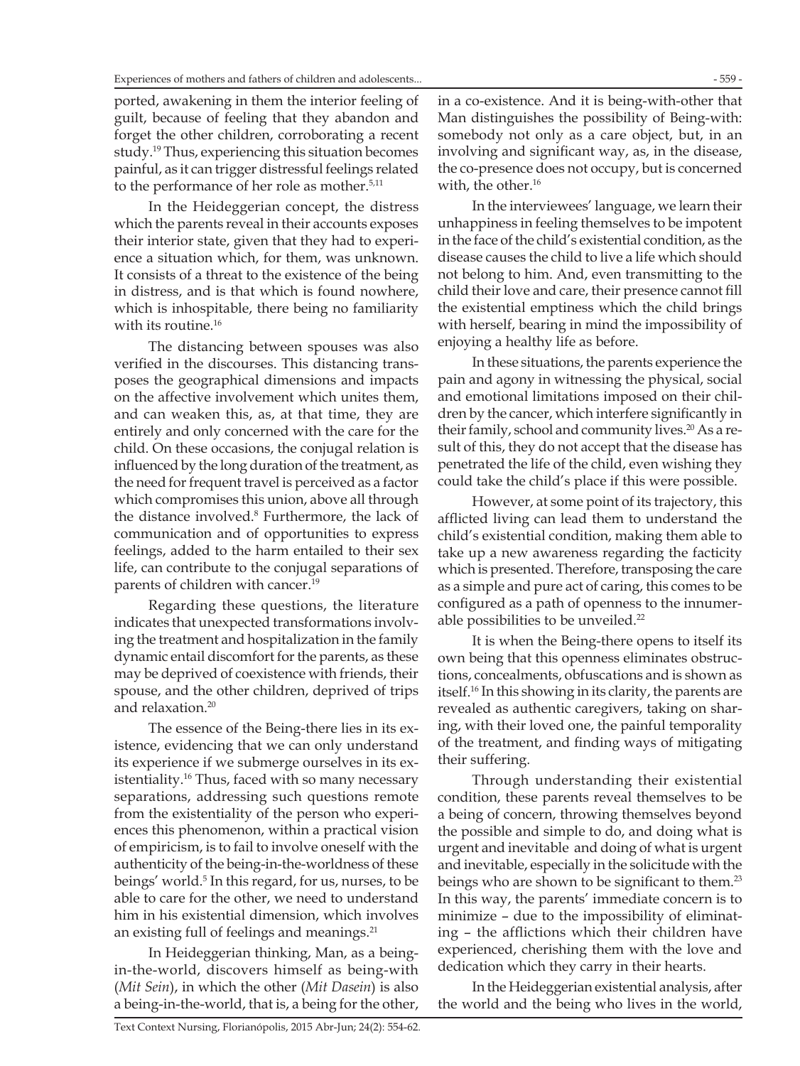ported, awakening in them the interior feeling of guilt, because of feeling that they abandon and forget the other children, corroborating a recent study.[19] Thus, experiencing this situation becomes painful, as it can trigger distressful feelings related to the performance of her role as mother.[5,11]

In the Heideggerian concept, the distress which the parents reveal in their accounts exposes their interior state, given that they had to experience a situation which, for them, was unknown. It consists of a threat to the existence of the being in distress, and is that which is found nowhere, which is inhospitable, there being no familiarity with its routine.[16]

The distancing between spouses was also verified in the discourses. This distancing transposes the geographical dimensions and impacts on the affective involvement which unites them, and can weaken this, as, at that time, they are entirely and only concerned with the care for the child. On these occasions, the conjugal relation is influenced by the long duration of the treatment, as the need for frequent travel is perceived as a factor which compromises this union, above all through the distance involved.[8] Furthermore, the lack of communication and of opportunities to express feelings, added to the harm entailed to their sex life, can contribute to the conjugal separations of parents of children with cancer.[19]

Regarding these questions, the literature indicates that unexpected transformations involving the treatment and hospitalization in the family dynamic entail discomfort for the parents, as these may be deprived of coexistence with friends, their spouse, and the other children, deprived of trips and relaxation.[20]

The essence of the Being-there lies in its existence, evidencing that we can only understand its experience if we submerge ourselves in its existentiality.[16] Thus, faced with so many necessary separations, addressing such questions remote from the existentiality of the person who experiences this phenomenon, within a practical vision of empiricism, is to fail to involve oneself with the authenticity of the being-in-the-worldness of these beings' world.[5] In this regard, for us, nurses, to be able to care for the other, we need to understand him in his existential dimension, which involves an existing full of feelings and meanings.[21]

In Heideggerian thinking, Man, as a being-in-the-world, discovers himself as being-with (*Mit Sein*), in which the other (*Mit Dasein*) is also a being-in-the-world, that is, a being for the other, in a co-existence. And it is being-with-other that Man distinguishes the possibility of Being-with: somebody not only as a care object, but, in an involving and significant way, as, in the disease, the co-presence does not occupy, but is concerned with, the other.[16]

In the interviewees' language, we learn their unhappiness in feeling themselves to be impotent in the face of the child's existential condition, as the disease causes the child to live a life which should not belong to him. And, even transmitting to the child their love and care, their presence cannot fill the existential emptiness which the child brings with herself, bearing in mind the impossibility of enjoying a healthy life as before.

In these situations, the parents experience the pain and agony in witnessing the physical, social and emotional limitations imposed on their children by the cancer, which interfere significantly in their family, school and community lives.[20] As a result of this, they do not accept that the disease has penetrated the life of the child, even wishing they could take the child's place if this were possible.

However, at some point of its trajectory, this afflicted living can lead them to understand the child's existential condition, making them able to take up a new awareness regarding the facticity which is presented. Therefore, transposing the care as a simple and pure act of caring, this comes to be configured as a path of openness to the innumerable possibilities to be unveiled.[22]

It is when the Being-there opens to itself its own being that this openness eliminates obstructions, concealments, obfuscations and is shown as itself.[16] In this showing in its clarity, the parents are revealed as authentic caregivers, taking on sharing, with their loved one, the painful temporality of the treatment, and finding ways of mitigating their suffering.

Through understanding their existential condition, these parents reveal themselves to be a being of concern, throwing themselves beyond the possible and simple to do, and doing what is urgent and inevitable and doing of what is urgent and inevitable, especially in the solicitude with the beings who are shown to be significant to them.[23] In this way, the parents' immediate concern is to minimize – due to the impossibility of eliminating – the afflictions which their children have experienced, cherishing them with the love and dedication which they carry in their hearts.

In the Heideggerian existential analysis, after the world and the being who lives in the world,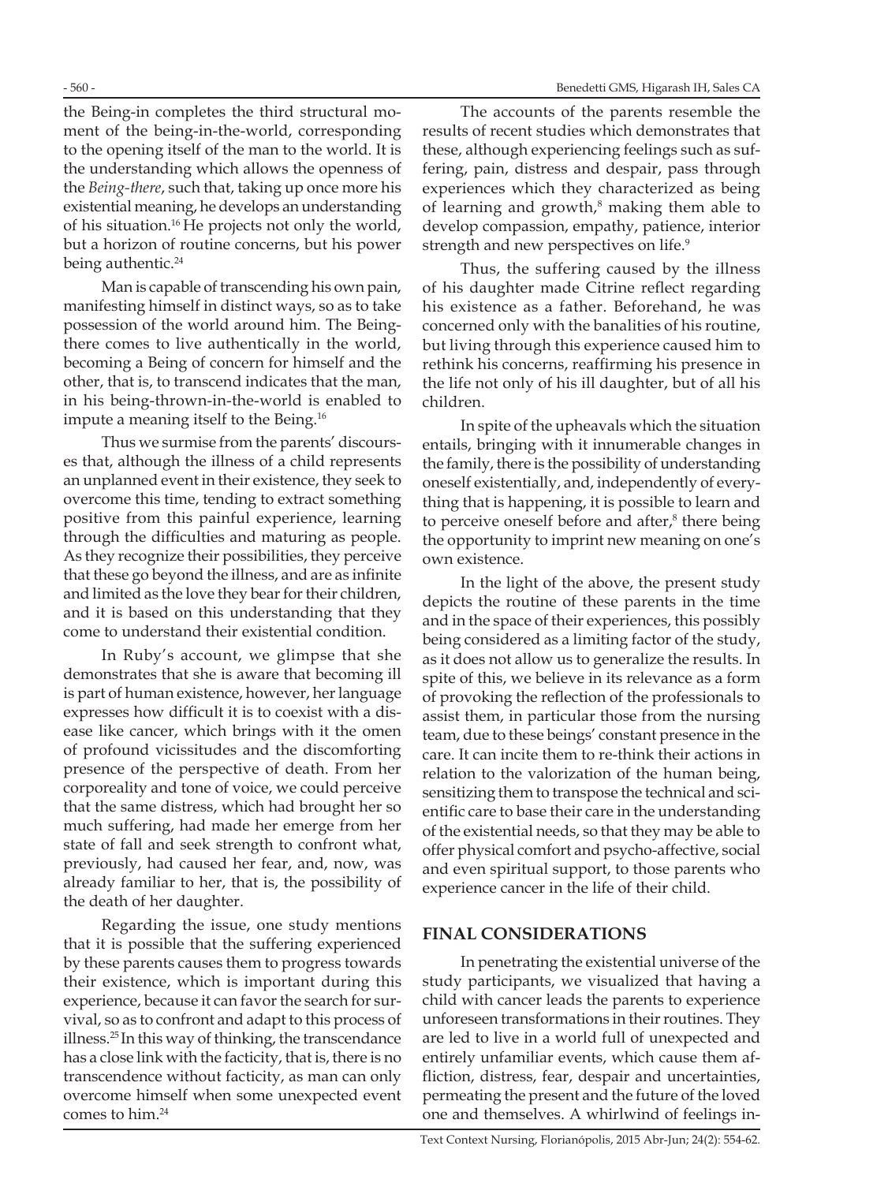the Being-in completes the third structural moment of the being-in-the-world, corresponding to the opening itself of the man to the world. It is the understanding which allows the openness of the *Being-there*, such that, taking up once more his existential meaning, he develops an understanding of his situation.[16] He projects not only the world, but a horizon of routine concerns, but his power being authentic.[24]

Man is capable of transcending his own pain, manifesting himself in distinct ways, so as to take possession of the world around him. The Being-there comes to live authentically in the world, becoming a Being of concern for himself and the other, that is, to transcend indicates that the man, in his being-thrown-in-the-world is enabled to impute a meaning itself to the Being.[16]

Thus we surmise from the parents' discourses that, although the illness of a child represents an unplanned event in their existence, they seek to overcome this time, tending to extract something positive from this painful experience, learning through the difficulties and maturing as people. As they recognize their possibilities, they perceive that these go beyond the illness, and are as infinite and limited as the love they bear for their children, and it is based on this understanding that they come to understand their existential condition.

In Ruby's account, we glimpse that she demonstrates that she is aware that becoming ill is part of human existence, however, her language expresses how difficult it is to coexist with a disease like cancer, which brings with it the omen of profound vicissitudes and the discomforting presence of the perspective of death. From her corporeality and tone of voice, we could perceive that the same distress, which had brought her so much suffering, had made her emerge from her state of fall and seek strength to confront what, previously, had caused her fear, and, now, was already familiar to her, that is, the possibility of the death of her daughter.

Regarding the issue, one study mentions that it is possible that the suffering experienced by these parents causes them to progress towards their existence, which is important during this experience, because it can favor the search for survival, so as to confront and adapt to this process of illness.[25] In this way of thinking, the transcendance has a close link with the facticity, that is, there is no transcendence without facticity, as man can only overcome himself when some unexpected event comes to him.[24]

The accounts of the parents resemble the results of recent studies which demonstrates that these, although experiencing feelings such as suffering, pain, distress and despair, pass through experiences which they characterized as being of learning and growth,[8] making them able to develop compassion, empathy, patience, interior strength and new perspectives on life.[9]

Thus, the suffering caused by the illness of his daughter made Citrine reflect regarding his existence as a father. Beforehand, he was concerned only with the banalities of his routine, but living through this experience caused him to rethink his concerns, reaffirming his presence in the life not only of his ill daughter, but of all his children.

In spite of the upheavals which the situation entails, bringing with it innumerable changes in the family, there is the possibility of understanding oneself existentially, and, independently of everything that is happening, it is possible to learn and to perceive oneself before and after,[8] there being the opportunity to imprint new meaning on one's own existence.

In the light of the above, the present study depicts the routine of these parents in the time and in the space of their experiences, this possibly being considered as a limiting factor of the study, as it does not allow us to generalize the results. In spite of this, we believe in its relevance as a form of provoking the reflection of the professionals to assist them, in particular those from the nursing team, due to these beings' constant presence in the care. It can incite them to re-think their actions in relation to the valorization of the human being, sensitizing them to transpose the technical and scientific care to base their care in the understanding of the existential needs, so that they may be able to offer physical comfort and psycho-affective, social and even spiritual support, to those parents who experience cancer in the life of their child.

## FINAL CONSIDERATIONS

In penetrating the existential universe of the study participants, we visualized that having a child with cancer leads the parents to experience unforeseen transformations in their routines. They are led to live in a world full of unexpected and entirely unfamiliar events, which cause them affliction, distress, fear, despair and uncertainties, permeating the present and the future of the loved one and themselves. A whirlwind of feelings in-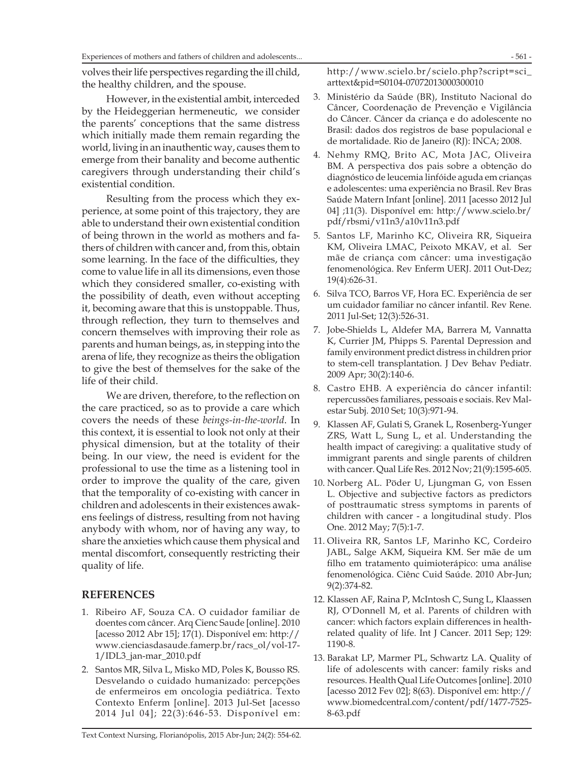volves their life perspectives regarding the ill child, the healthy children, and the spouse.

However, in the existential ambit, interceded by the Heideggerian hermeneutic, we consider the parents' conceptions that the same distress which initially made them remain regarding the world, living in an inauthentic way, causes them to emerge from their banality and become authentic caregivers through understanding their child's existential condition.

Resulting from the process which they experience, at some point of this trajectory, they are able to understand their own existential condition of being thrown in the world as mothers and fathers of children with cancer and, from this, obtain some learning. In the face of the difficulties, they come to value life in all its dimensions, even those which they considered smaller, co-existing with the possibility of death, even without accepting it, becoming aware that this is unstoppable. Thus, through reflection, they turn to themselves and concern themselves with improving their role as parents and human beings, as, in stepping into the arena of life, they recognize as theirs the obligation to give the best of themselves for the sake of the life of their child.

We are driven, therefore, to the reflection on the care practiced, so as to provide a care which covers the needs of these *beings-in-the-world*. In this context, it is essential to look not only at their physical dimension, but at the totality of their being. In our view, the need is evident for the professional to use the time as a listening tool in order to improve the quality of the care, given that the temporality of co-existing with cancer in children and adolescents in their existences awakens feelings of distress, resulting from not having anybody with whom, nor of having any way, to share the anxieties which cause them physical and mental discomfort, consequently restricting their quality of life.

## REFERENCES

1. Ribeiro AF, Souza CA. O cuidador familiar de doentes com câncer. Arq Cienc Saude [online]. 2010 [acesso 2012 Abr 15]; 17(1). Disponível em: http://www.cienciasdasaude.famerp.br/racs_ol/vol-17-1/IDL3_jan-mar_2010.pdf
2. Santos MR, Silva L, Misko MD, Poles K, Bousso RS. Desvelando o cuidado humanizado: percepções de enfermeiros em oncologia pediátrica. Texto Contexto Enferm [online]. 2013 Jul-Set [acesso 2014 Jul 04]; 22(3):646-53. Disponível em: http://www.scielo.br/scielo.php?script=sci_arttext&pid=S0104-07072013000300010
3. Ministério da Saúde (BR), Instituto Nacional do Câncer, Coordenação de Prevenção e Vigilância do Câncer. Câncer da criança e do adolescente no Brasil: dados dos registros de base populacional e de mortalidade. Rio de Janeiro (RJ): INCA; 2008.
4. Nehmy RMQ, Brito AC, Mota JAC, Oliveira BM. A perspectiva dos pais sobre a obtenção do diagnóstico de leucemia linfóide aguda em crianças e adolescentes: uma experiência no Brasil. Rev Bras Saúde Matern Infant [online]. 2011 [acesso 2012 Jul 04] ;11(3). Disponível em: http://www.scielo.br/pdf/rbsmi/v11n3/a10v11n3.pdf
5. Santos LF, Marinho KC, Oliveira RR, Siqueira KM, Oliveira LMAC, Peixoto MKAV, et al. Ser mãe de criança com câncer: uma investigação fenomenológica. Rev Enferm UERJ. 2011 Out-Dez; 19(4):626-31.
6. Silva TCO, Barros VF, Hora EC. Experiência de ser um cuidador familiar no câncer infantil. Rev Rene. 2011 Jul-Set; 12(3):526-31.
7. Jobe-Shields L, Aldefer MA, Barrera M, Vannatta K, Currier JM, Phipps S. Parental Depression and family environment predict distress in children prior to stem-cell transplantation. J Dev Behav Pediatr. 2009 Apr; 30(2):140-6.
8. Castro EHB. A experiência do câncer infantil: repercussões familiares, pessoais e sociais. Rev Mal-estar Subj. 2010 Set; 10(3):971-94.
9. Klassen AF, Gulati S, Granek L, Rosenberg-Yunger ZRS, Watt L, Sung L, et al. Understanding the health impact of caregiving: a qualitative study of immigrant parents and single parents of children with cancer. Qual Life Res. 2012 Nov; 21(9):1595-605.
10. Norberg AL. Pöder U, Ljungman G, von Essen L. Objective and subjective factors as predictors of posttraumatic stress symptoms in parents of children with cancer - a longitudinal study. Plos One. 2012 May; 7(5):1-7.
11. Oliveira RR, Santos LF, Marinho KC, Cordeiro JABL, Salge AKM, Siqueira KM. Ser mãe de um filho em tratamento quimioterápico: uma análise fenomenológica. Ciênc Cuid Saúde. 2010 Abr-Jun; 9(2):374-82.
12. Klassen AF, Raina P, McIntosh C, Sung L, Klaassen RJ, O'Donnell M, et al. Parents of children with cancer: which factors explain differences in health-related quality of life. Int J Cancer. 2011 Sep; 129: 1190-8.
13. Barakat LP, Marmer PL, Schwartz LA. Quality of life of adolescents with cancer: family risks and resources. Health Qual Life Outcomes [online]. 2010 [acesso 2012 Fev 02]; 8(63). Disponível em: http://www.biomedcentral.com/content/pdf/1477-7525-8-63.pdf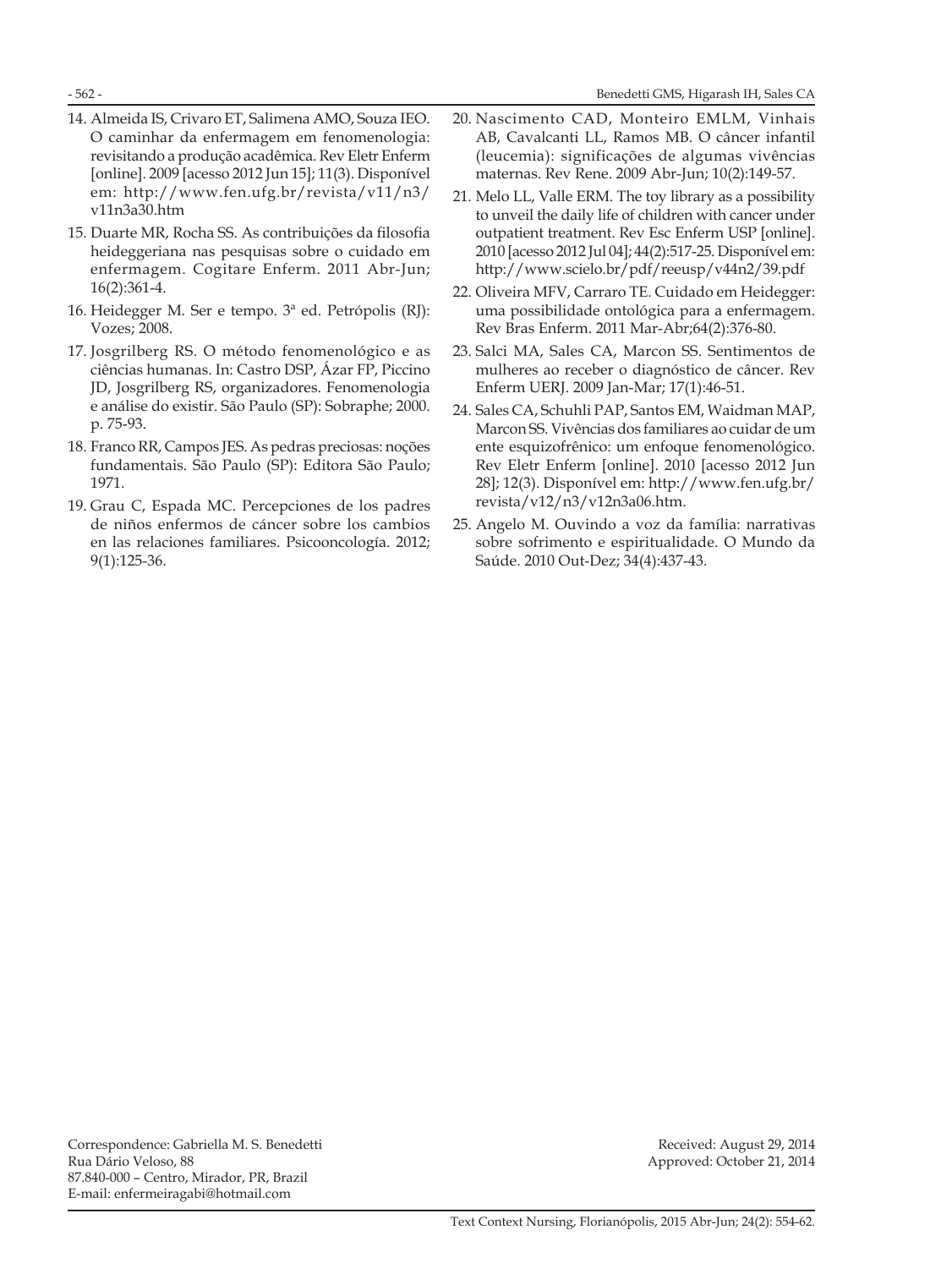14. Almeida IS, Crivaro ET, Salimena AMO, Souza IEO. O caminhar da enfermagem em fenomenologia: revisitando a produção acadêmica. Rev Eletr Enferm [online]. 2009 [acesso 2012 Jun 15]; 11(3). Disponível em: http://www.fen.ufg.br/revista/v11/n3/v11n3a30.htm

15. Duarte MR, Rocha SS. As contribuições da filosofia heideggeriana nas pesquisas sobre o cuidado em enfermagem. Cogitare Enferm. 2011 Abr-Jun; 16(2):361-4.

16. Heidegger M. Ser e tempo. 3ª ed. Petrópolis (RJ): Vozes; 2008.

17. Josgrilberg RS. O método fenomenológico e as ciências humanas. In: Castro DSP, Ázar FP, Piccino JD, Josgrilberg RS, organizadores. Fenomenologia e análise do existir. São Paulo (SP): Sobraphe; 2000. p. 75-93.

18. Franco RR, Campos JES. As pedras preciosas: noções fundamentais. São Paulo (SP): Editora São Paulo; 1971.

19. Grau C, Espada MC. Percepciones de los padres de niños enfermos de cáncer sobre los cambios en las relaciones familiares. Psicooncología. 2012; 9(1):125-36.

20. Nascimento CAD, Monteiro EMLM, Vinhais AB, Cavalcanti LL, Ramos MB. O câncer infantil (leucemia): significações de algumas vivências maternas. Rev Rene. 2009 Abr-Jun; 10(2):149-57.

21. Melo LL, Valle ERM. The toy library as a possibility to unveil the daily life of children with cancer under outpatient treatment. Rev Esc Enferm USP [online]. 2010 [acesso 2012 Jul 04]; 44(2):517-25. Disponível em: http://www.scielo.br/pdf/reeusp/v44n2/39.pdf

22. Oliveira MFV, Carraro TE. Cuidado em Heidegger: uma possibilidade ontológica para a enfermagem. Rev Bras Enferm. 2011 Mar-Abr;64(2):376-80.

23. Salci MA, Sales CA, Marcon SS. Sentimentos de mulheres ao receber o diagnóstico de câncer. Rev Enferm UERJ. 2009 Jan-Mar; 17(1):46-51.

24. Sales CA, Schuhli PAP, Santos EM, Waidman MAP, Marcon SS. Vivências dos familiares ao cuidar de um ente esquizofrênico: um enfoque fenomenológico. Rev Eletr Enferm [online]. 2010 [acesso 2012 Jun 28]; 12(3). Disponível em: http://www.fen.ufg.br/revista/v12/n3/v12n3a06.htm.

25. Angelo M. Ouvindo a voz da família: narrativas sobre sofrimento e espiritualidade. O Mundo da Saúde. 2010 Out-Dez; 34(4):437-43.

Correspondence: Gabriella M. S. Benedetti
Rua Dário Veloso, 88
87.840-000 – Centro, Mirador, PR, Brazil
E-mail: enfermeiragabi@hotmail.com

Received: August 29, 2014
Approved: October 21, 2014